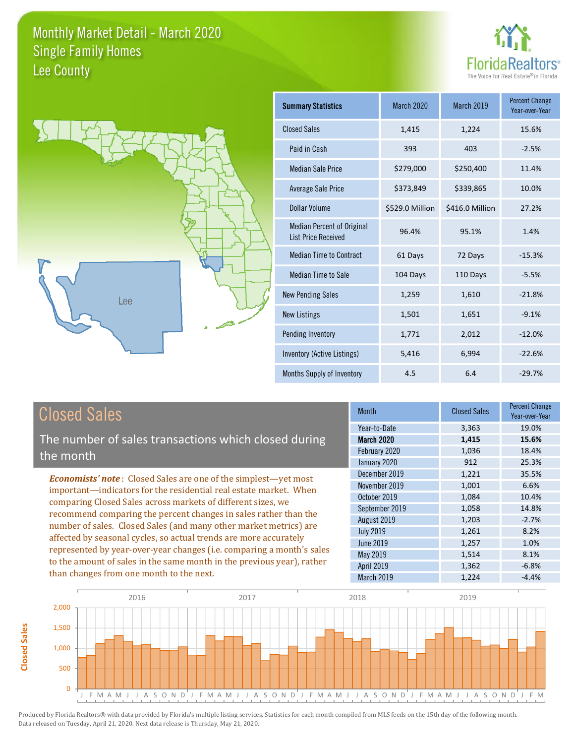# Monthly Market Detail - March 2020
## Single Family Homes
## Lee County

FloridaRealtors®
The Voice for Real Estate® in Florida

| Summary Statistics | March 2020 | March 2019 | Percent Change Year-over-Year |
|---|---|---|---|
| Closed Sales | 1,415 | 1,224 | 15.6% |
| Paid in Cash | 393 | 403 | -2.5% |
| Median Sale Price | $279,000 | $250,400 | 11.4% |
| Average Sale Price | $373,849 | $339,865 | 10.0% |
| Dollar Volume | $529.0 Million | $416.0 Million | 27.2% |
| Median Percent of Original List Price Received | 96.4% | 95.1% | 1.4% |
| Median Time to Contract | 61 Days | 72 Days | -15.3% |
| Median Time to Sale | 104 Days | 110 Days | -5.5% |
| New Pending Sales | 1,259 | 1,610 | -21.8% |
| New Listings | 1,501 | 1,651 | -9.1% |
| Pending Inventory | 1,771 | 2,012 | -12.0% |
| Inventory (Active Listings) | 5,416 | 6,994 | -22.6% |
| Months Supply of Inventory | 4.5 | 6.4 | -29.7% |

## Closed Sales

The number of sales transactions which closed during the month

***Economists' note***: Closed Sales are one of the simplest—yet most important—indicators for the residential real estate market. When comparing Closed Sales across markets of different sizes, we recommend comparing the percent changes in sales rather than the number of sales. Closed Sales (and many other market metrics) are affected by seasonal cycles, so actual trends are more accurately represented by year-over-year changes (i.e. comparing a month's sales to the amount of sales in the same month in the previous year), rather than changes from one month to the next.

| Month | Closed Sales | Percent Change Year-over-Year |
|---|---|---|
| Year-to-Date | 3,363 | 19.0% |
| **March 2020** | **1,415** | **15.6%** |
| February 2020 | 1,036 | 18.4% |
| January 2020 | 912 | 25.3% |
| December 2019 | 1,221 | 35.5% |
| November 2019 | 1,001 | 6.6% |
| October 2019 | 1,084 | 10.4% |
| September 2019 | 1,058 | 14.8% |
| August 2019 | 1,203 | -2.7% |
| July 2019 | 1,261 | 8.2% |
| June 2019 | 1,257 | 1.0% |
| May 2019 | 1,514 | 8.1% |
| April 2019 | 1,362 | -6.8% |
| March 2019 | 1,224 | -4.4% |

Produced by Florida Realtors® with data provided by Florida's multiple listing services. Statistics for each month compiled from MLS feeds on the 15th day of the following month. Data released on Tuesday, April 21, 2020. Next data release is Thursday, May 21, 2020.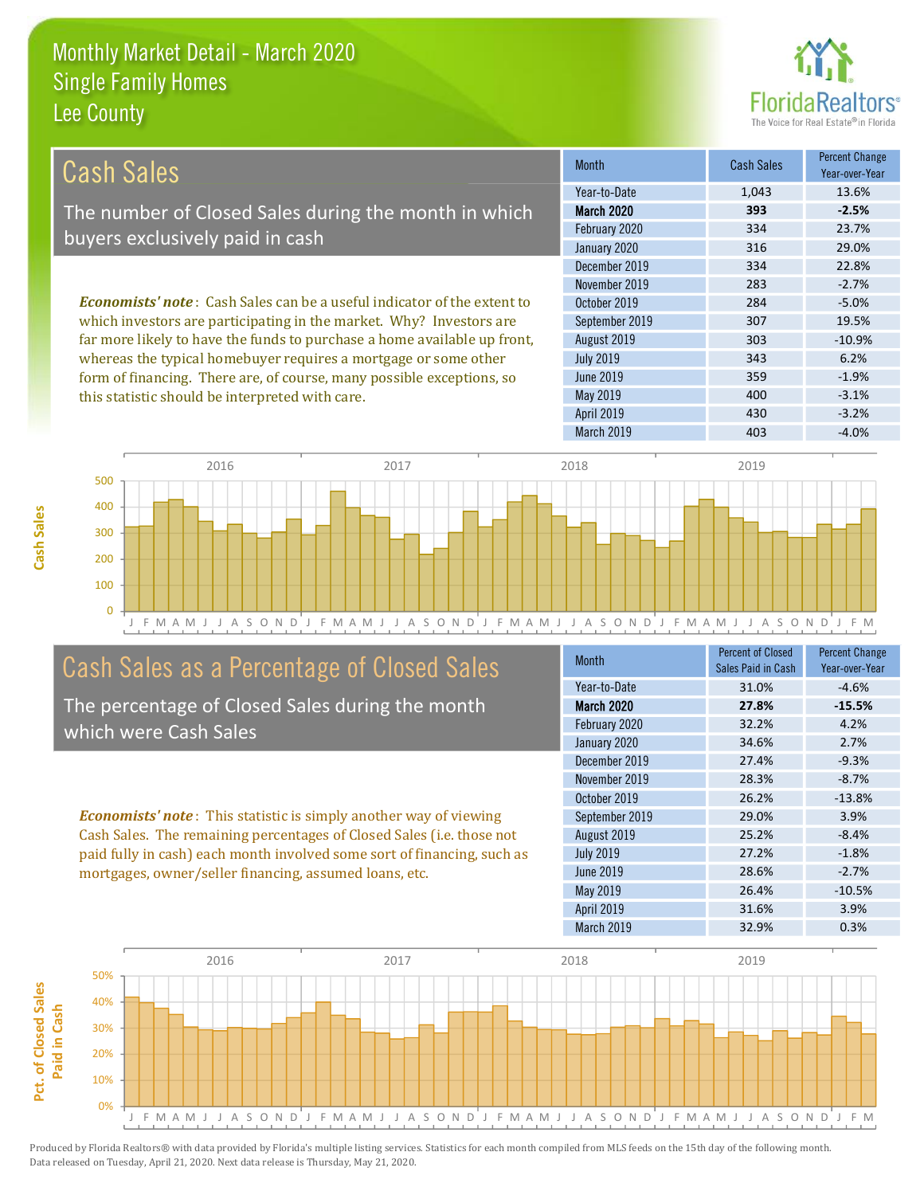# Monthly Market Detail - March 2020
## Single Family Homes
## Lee County

## Cash Sales

The number of Closed Sales during the month in which buyers exclusively paid in cash

*Economists' note*: Cash Sales can be a useful indicator of the extent to which investors are participating in the market. Why? Investors are far more likely to have the funds to purchase a home available up front, whereas the typical homebuyer requires a mortgage or some other form of financing. There are, of course, many possible exceptions, so this statistic should be interpreted with care.

| Month | Cash Sales | Percent Change Year-over-Year |
|---|---|---|
| Year-to-Date | 1,043 | 13.6% |
| **March 2020** | **393** | **-2.5%** |
| February 2020 | 334 | 23.7% |
| January 2020 | 316 | 29.0% |
| December 2019 | 334 | 22.8% |
| November 2019 | 283 | -2.7% |
| October 2019 | 284 | -5.0% |
| September 2019 | 307 | 19.5% |
| August 2019 | 303 | -10.9% |
| July 2019 | 343 | 6.2% |
| June 2019 | 359 | -1.9% |
| May 2019 | 400 | -3.1% |
| April 2019 | 430 | -3.2% |
| March 2019 | 403 | -4.0% |

## Cash Sales as a Percentage of Closed Sales

The percentage of Closed Sales during the month which were Cash Sales

*Economists' note*: This statistic is simply another way of viewing Cash Sales. The remaining percentages of Closed Sales (i.e. those not paid fully in cash) each month involved some sort of financing, such as mortgages, owner/seller financing, assumed loans, etc.

| Month | Percent of Closed Sales Paid in Cash | Percent Change Year-over-Year |
|---|---|---|
| Year-to-Date | 31.0% | -4.6% |
| **March 2020** | **27.8%** | **-15.5%** |
| February 2020 | 32.2% | 4.2% |
| January 2020 | 34.6% | 2.7% |
| December 2019 | 27.4% | -9.3% |
| November 2019 | 28.3% | -8.7% |
| October 2019 | 26.2% | -13.8% |
| September 2019 | 29.0% | 3.9% |
| August 2019 | 25.2% | -8.4% |
| July 2019 | 27.2% | -1.8% |
| June 2019 | 28.6% | -2.7% |
| May 2019 | 26.4% | -10.5% |
| April 2019 | 31.6% | 3.9% |
| March 2019 | 32.9% | 0.3% |

Produced by Florida Realtors® with data provided by Florida's multiple listing services. Statistics for each month compiled from MLS feeds on the 15th day of the following month. Data released on Tuesday, April 21, 2020. Next data release is Thursday, May 21, 2020.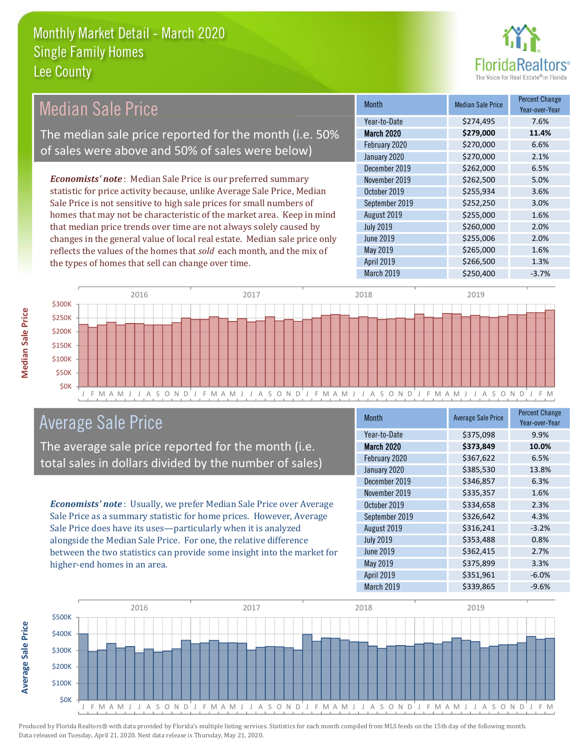# Monthly Market Detail - March 2020
## Single Family Homes
## Lee County

## Median Sale Price

The median sale price reported for the month (i.e. 50% of sales were above and 50% of sales were below)

*Economists' note*: Median Sale Price is our preferred summary statistic for price activity because, unlike Average Sale Price, Median Sale Price is not sensitive to high sale prices for small numbers of homes that may not be characteristic of the market area. Keep in mind that median price trends over time are not always solely caused by changes in the general value of local real estate. Median sale price only reflects the values of the homes that *sold* each month, and the mix of the types of homes that sell can change over time.

| Month | Median Sale Price | Percent Change Year-over-Year |
|---|---|---|
| Year-to-Date | $274,495 | 7.6% |
| **March 2020** | **$279,000** | **11.4%** |
| February 2020 | $270,000 | 6.6% |
| January 2020 | $270,000 | 2.1% |
| December 2019 | $262,000 | 6.5% |
| November 2019 | $262,500 | 5.0% |
| October 2019 | $255,934 | 3.6% |
| September 2019 | $252,250 | 3.0% |
| August 2019 | $255,000 | 1.6% |
| July 2019 | $260,000 | 2.0% |
| June 2019 | $255,006 | 2.0% |
| May 2019 | $265,000 | 1.6% |
| April 2019 | $266,500 | 1.3% |
| March 2019 | $250,400 | -3.7% |

## Average Sale Price

The average sale price reported for the month (i.e. total sales in dollars divided by the number of sales)

*Economists' note*: Usually, we prefer Median Sale Price over Average Sale Price as a summary statistic for home prices. However, Average Sale Price does have its uses—particularly when it is analyzed alongside the Median Sale Price. For one, the relative difference between the two statistics can provide some insight into the market for higher-end homes in an area.

| Month | Average Sale Price | Percent Change Year-over-Year |
|---|---|---|
| Year-to-Date | $375,098 | 9.9% |
| **March 2020** | **$373,849** | **10.0%** |
| February 2020 | $367,622 | 6.5% |
| January 2020 | $385,530 | 13.8% |
| December 2019 | $346,857 | 6.3% |
| November 2019 | $335,357 | 1.6% |
| October 2019 | $334,658 | 2.3% |
| September 2019 | $326,642 | 4.3% |
| August 2019 | $316,241 | -3.2% |
| July 2019 | $353,488 | 0.8% |
| June 2019 | $362,415 | 2.7% |
| May 2019 | $375,899 | 3.3% |
| April 2019 | $351,961 | -6.0% |
| March 2019 | $339,865 | -9.6% |

Produced by Florida Realtors® with data provided by Florida's multiple listing services. Statistics for each month compiled from MLS feeds on the 15th day of the following month. Data released on Tuesday, April 21, 2020. Next data release is Thursday, May 21, 2020.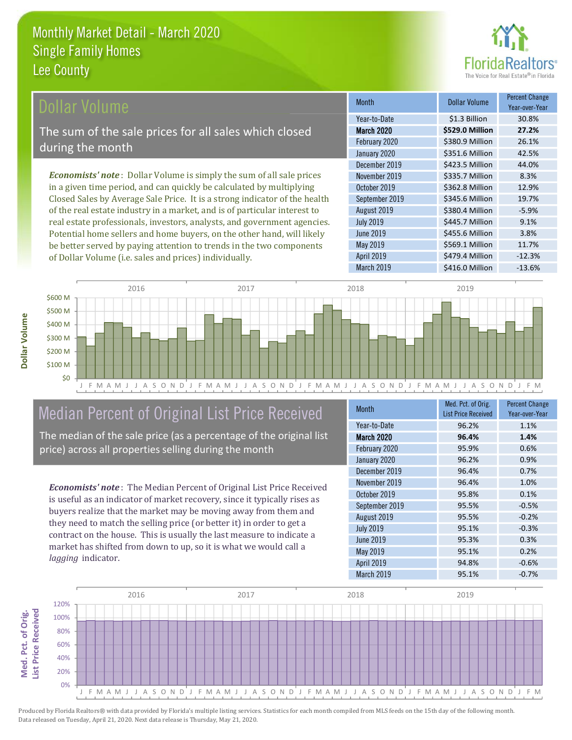# Monthly Market Detail - March 2020
## Single Family Homes
## Lee County

## Dollar Volume

The sum of the sale prices for all sales which closed during the month

*Economists' note*: Dollar Volume is simply the sum of all sale prices in a given time period, and can quickly be calculated by multiplying Closed Sales by Average Sale Price. It is a strong indicator of the health of the real estate industry in a market, and is of particular interest to real estate professionals, investors, analysts, and government agencies. Potential home sellers and home buyers, on the other hand, will likely be better served by paying attention to trends in the two components of Dollar Volume (i.e. sales and prices) individually.

| Month | Dollar Volume | Percent Change Year-over-Year |
|---|---|---|
| Year-to-Date | $1.3 Billion | 30.8% |
| **March 2020** | **$529.0 Million** | **27.2%** |
| February 2020 | $380.9 Million | 26.1% |
| January 2020 | $351.6 Million | 42.5% |
| December 2019 | $423.5 Million | 44.0% |
| November 2019 | $335.7 Million | 8.3% |
| October 2019 | $362.8 Million | 12.9% |
| September 2019 | $345.6 Million | 19.7% |
| August 2019 | $380.4 Million | -5.9% |
| July 2019 | $445.7 Million | 9.1% |
| June 2019 | $455.6 Million | 3.8% |
| May 2019 | $569.1 Million | 11.7% |
| April 2019 | $479.4 Million | -12.3% |
| March 2019 | $416.0 Million | -13.6% |

## Median Percent of Original List Price Received

The median of the sale price (as a percentage of the original list price) across all properties selling during the month

*Economists' note*: The Median Percent of Original List Price Received is useful as an indicator of market recovery, since it typically rises as buyers realize that the market may be moving away from them and they need to match the selling price (or better it) in order to get a contract on the house. This is usually the last measure to indicate a market has shifted from down to up, so it is what we would call a *lagging* indicator.

| Month | Med. Pct. of Orig. List Price Received | Percent Change Year-over-Year |
|---|---|---|
| Year-to-Date | 96.2% | 1.1% |
| **March 2020** | **96.4%** | **1.4%** |
| February 2020 | 95.9% | 0.6% |
| January 2020 | 96.2% | 0.9% |
| December 2019 | 96.4% | 0.7% |
| November 2019 | 96.4% | 1.0% |
| October 2019 | 95.8% | 0.1% |
| September 2019 | 95.5% | -0.5% |
| August 2019 | 95.5% | -0.2% |
| July 2019 | 95.1% | -0.3% |
| June 2019 | 95.3% | 0.3% |
| May 2019 | 95.1% | 0.2% |
| April 2019 | 94.8% | -0.6% |
| March 2019 | 95.1% | -0.7% |

Produced by Florida Realtors® with data provided by Florida's multiple listing services. Statistics for each month compiled from MLS feeds on the 15th day of the following month. Data released on Tuesday, April 21, 2020. Next data release is Thursday, May 21, 2020.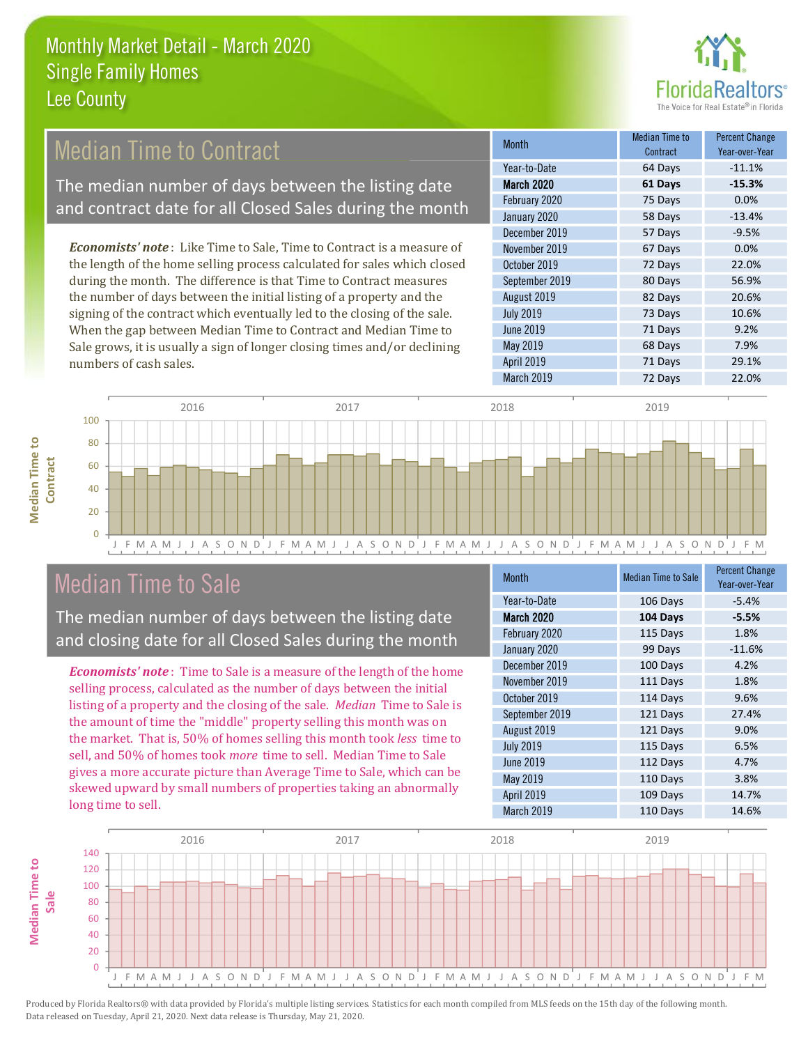# Monthly Market Detail - March 2020
## Single Family Homes
## Lee County

## Median Time to Contract

The median number of days between the listing date and contract date for all Closed Sales during the month

*Economists' note*: Like Time to Sale, Time to Contract is a measure of the length of the home selling process calculated for sales which closed during the month. The difference is that Time to Contract measures the number of days between the initial listing of a property and the signing of the contract which eventually led to the closing of the sale. When the gap between Median Time to Contract and Median Time to Sale grows, it is usually a sign of longer closing times and/or declining numbers of cash sales.

| Month | Median Time to Contract | Percent Change Year-over-Year |
|---|---|---|
| Year-to-Date | 64 Days | -11.1% |
| **March 2020** | **61 Days** | **-15.3%** |
| February 2020 | 75 Days | 0.0% |
| January 2020 | 58 Days | -13.4% |
| December 2019 | 57 Days | -9.5% |
| November 2019 | 67 Days | 0.0% |
| October 2019 | 72 Days | 22.0% |
| September 2019 | 80 Days | 56.9% |
| August 2019 | 82 Days | 20.6% |
| July 2019 | 73 Days | 10.6% |
| June 2019 | 71 Days | 9.2% |
| May 2019 | 68 Days | 7.9% |
| April 2019 | 71 Days | 29.1% |
| March 2019 | 72 Days | 22.0% |

## Median Time to Sale

The median number of days between the listing date and closing date for all Closed Sales during the month

*Economists' note*: Time to Sale is a measure of the length of the home selling process, calculated as the number of days between the initial listing of a property and the closing of the sale. *Median* Time to Sale is the amount of time the "middle" property selling this month was on the market. That is, 50% of homes selling this month took *less* time to sell, and 50% of homes took *more* time to sell. Median Time to Sale gives a more accurate picture than Average Time to Sale, which can be skewed upward by small numbers of properties taking an abnormally long time to sell.

| Month | Median Time to Sale | Percent Change Year-over-Year |
|---|---|---|
| Year-to-Date | 106 Days | -5.4% |
| **March 2020** | **104 Days** | **-5.5%** |
| February 2020 | 115 Days | 1.8% |
| January 2020 | 99 Days | -11.6% |
| December 2019 | 100 Days | 4.2% |
| November 2019 | 111 Days | 1.8% |
| October 2019 | 114 Days | 9.6% |
| September 2019 | 121 Days | 27.4% |
| August 2019 | 121 Days | 9.0% |
| July 2019 | 115 Days | 6.5% |
| June 2019 | 112 Days | 4.7% |
| May 2019 | 110 Days | 3.8% |
| April 2019 | 109 Days | 14.7% |
| March 2019 | 110 Days | 14.6% |

Produced by Florida Realtors® with data provided by Florida's multiple listing services. Statistics for each month compiled from MLS feeds on the 15th day of the following month. Data released on Tuesday, April 21, 2020. Next data release is Thursday, May 21, 2020.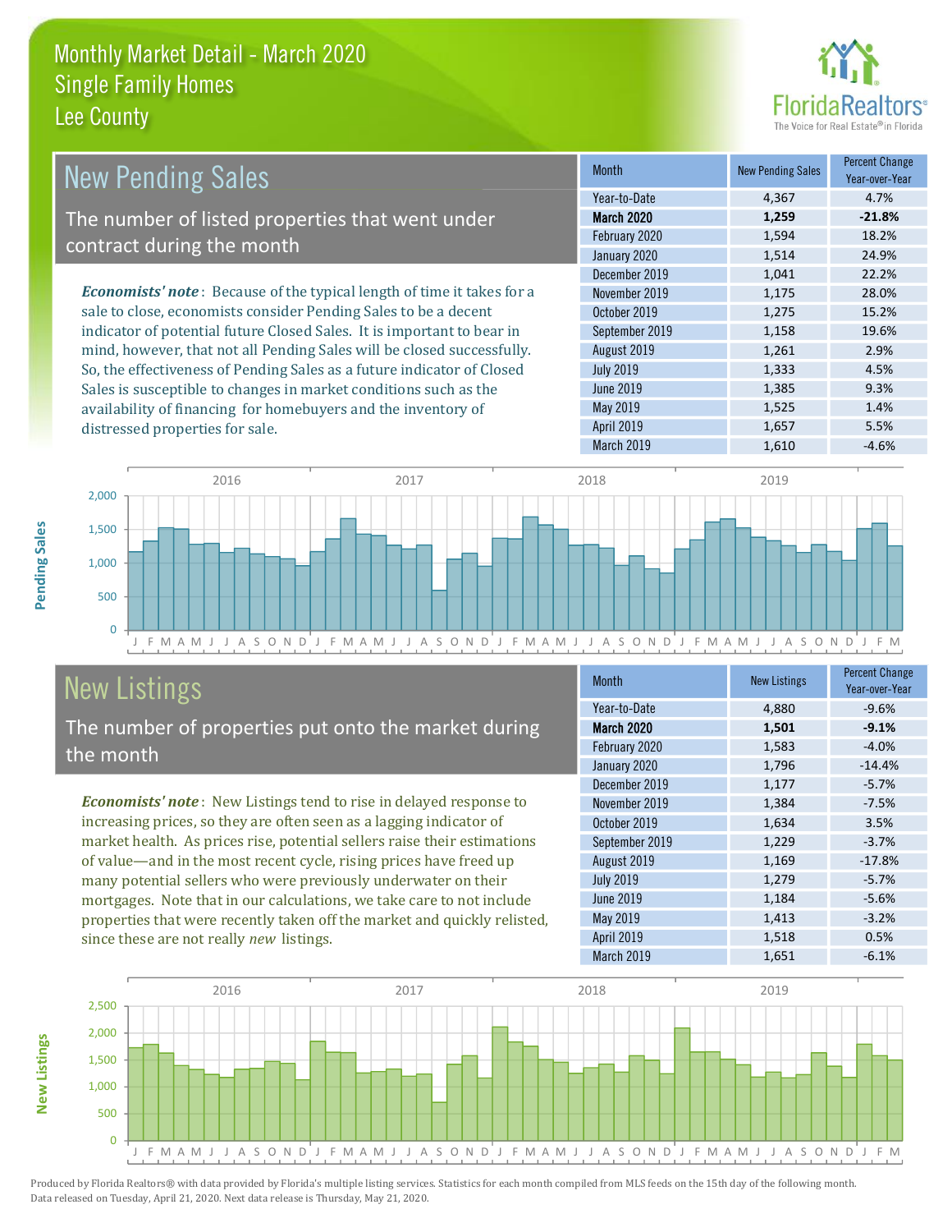# Monthly Market Detail - March 2020
## Single Family Homes
## Lee County

## New Pending Sales

The number of listed properties that went under contract during the month

***Economists' note***: Because of the typical length of time it takes for a sale to close, economists consider Pending Sales to be a decent indicator of potential future Closed Sales. It is important to bear in mind, however, that not all Pending Sales will be closed successfully. So, the effectiveness of Pending Sales as a future indicator of Closed Sales is susceptible to changes in market conditions such as the availability of financing for homebuyers and the inventory of distressed properties for sale.

| Month | New Pending Sales | Percent Change Year-over-Year |
|---|---|---|
| Year-to-Date | 4,367 | 4.7% |
| **March 2020** | **1,259** | **-21.8%** |
| February 2020 | 1,594 | 18.2% |
| January 2020 | 1,514 | 24.9% |
| December 2019 | 1,041 | 22.2% |
| November 2019 | 1,175 | 28.0% |
| October 2019 | 1,275 | 15.2% |
| September 2019 | 1,158 | 19.6% |
| August 2019 | 1,261 | 2.9% |
| July 2019 | 1,333 | 4.5% |
| June 2019 | 1,385 | 9.3% |
| May 2019 | 1,525 | 1.4% |
| April 2019 | 1,657 | 5.5% |
| March 2019 | 1,610 | -4.6% |

## New Listings

The number of properties put onto the market during the month

***Economists' note***: New Listings tend to rise in delayed response to increasing prices, so they are often seen as a lagging indicator of market health. As prices rise, potential sellers raise their estimations of value—and in the most recent cycle, rising prices have freed up many potential sellers who were previously underwater on their mortgages. Note that in our calculations, we take care to not include properties that were recently taken off the market and quickly relisted, since these are not really *new* listings.

| Month | New Listings | Percent Change Year-over-Year |
|---|---|---|
| Year-to-Date | 4,880 | -9.6% |
| **March 2020** | **1,501** | **-9.1%** |
| February 2020 | 1,583 | -4.0% |
| January 2020 | 1,796 | -14.4% |
| December 2019 | 1,177 | -5.7% |
| November 2019 | 1,384 | -7.5% |
| October 2019 | 1,634 | 3.5% |
| September 2019 | 1,229 | -3.7% |
| August 2019 | 1,169 | -17.8% |
| July 2019 | 1,279 | -5.7% |
| June 2019 | 1,184 | -5.6% |
| May 2019 | 1,413 | -3.2% |
| April 2019 | 1,518 | 0.5% |
| March 2019 | 1,651 | -6.1% |

Produced by Florida Realtors® with data provided by Florida's multiple listing services. Statistics for each month compiled from MLS feeds on the 15th day of the following month. Data released on Tuesday, April 21, 2020. Next data release is Thursday, May 21, 2020.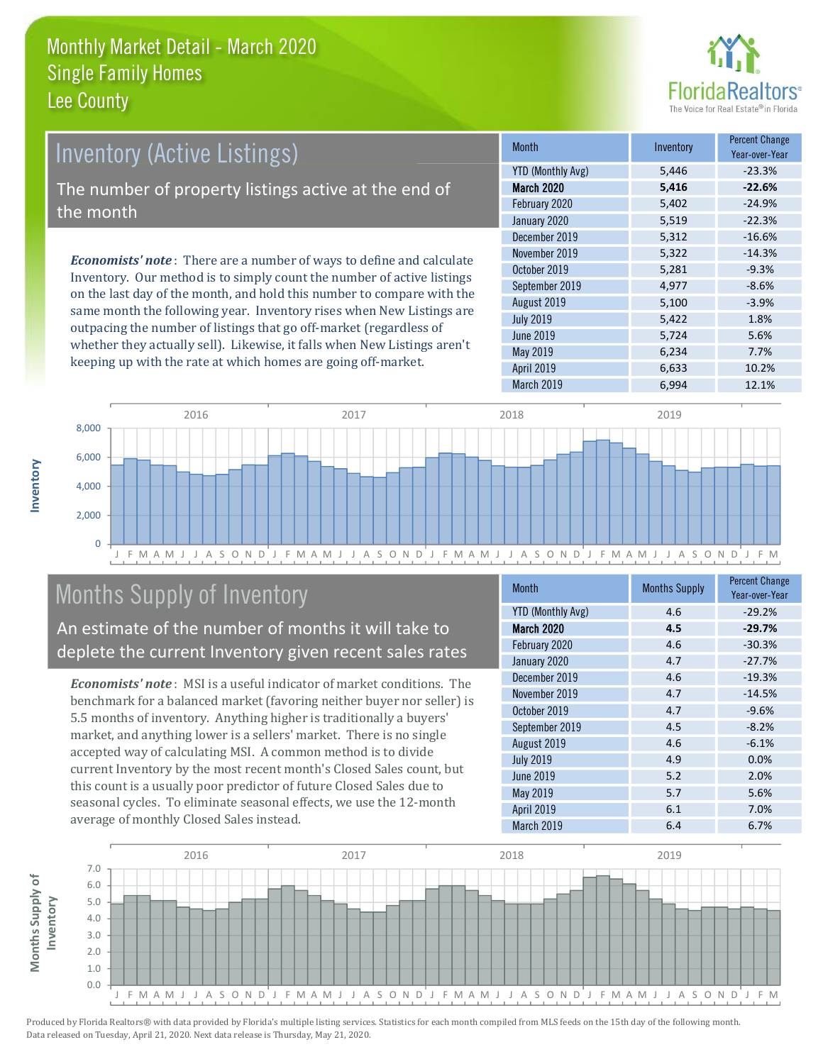# Monthly Market Detail - March 2020
## Single Family Homes
## Lee County

## Inventory (Active Listings)

The number of property listings active at the end of the month

***Economists' note***: There are a number of ways to define and calculate Inventory. Our method is to simply count the number of active listings on the last day of the month, and hold this number to compare with the same month the following year. Inventory rises when New Listings are outpacing the number of listings that go off-market (regardless of whether they actually sell). Likewise, it falls when New Listings aren't keeping up with the rate at which homes are going off-market.

| Month | Inventory | Percent Change Year-over-Year |
|---|---|---|
| YTD (Monthly Avg) | 5,446 | -23.3% |
| **March 2020** | **5,416** | **-22.6%** |
| February 2020 | 5,402 | -24.9% |
| January 2020 | 5,519 | -22.3% |
| December 2019 | 5,312 | -16.6% |
| November 2019 | 5,322 | -14.3% |
| October 2019 | 5,281 | -9.3% |
| September 2019 | 4,977 | -8.6% |
| August 2019 | 5,100 | -3.9% |
| July 2019 | 5,422 | 1.8% |
| June 2019 | 5,724 | 5.6% |
| May 2019 | 6,234 | 7.7% |
| April 2019 | 6,633 | 10.2% |
| March 2019 | 6,994 | 12.1% |

## Months Supply of Inventory

An estimate of the number of months it will take to deplete the current Inventory given recent sales rates

***Economists' note***: MSI is a useful indicator of market conditions. The benchmark for a balanced market (favoring neither buyer nor seller) is 5.5 months of inventory. Anything higher is traditionally a buyers' market, and anything lower is a sellers' market. There is no single accepted way of calculating MSI. A common method is to divide current Inventory by the most recent month's Closed Sales count, but this count is a usually poor predictor of future Closed Sales due to seasonal cycles. To eliminate seasonal effects, we use the 12-month average of monthly Closed Sales instead.

| Month | Months Supply | Percent Change Year-over-Year |
|---|---|---|
| YTD (Monthly Avg) | 4.6 | -29.2% |
| **March 2020** | **4.5** | **-29.7%** |
| February 2020 | 4.6 | -30.3% |
| January 2020 | 4.7 | -27.7% |
| December 2019 | 4.6 | -19.3% |
| November 2019 | 4.7 | -14.5% |
| October 2019 | 4.7 | -9.6% |
| September 2019 | 4.5 | -8.2% |
| August 2019 | 4.6 | -6.1% |
| July 2019 | 4.9 | 0.0% |
| June 2019 | 5.2 | 2.0% |
| May 2019 | 5.7 | 5.6% |
| April 2019 | 6.1 | 7.0% |
| March 2019 | 6.4 | 6.7% |

Produced by Florida Realtors® with data provided by Florida's multiple listing services. Statistics for each month compiled from MLS feeds on the 15th day of the following month. Data released on Tuesday, April 21, 2020. Next data release is Thursday, May 21, 2020.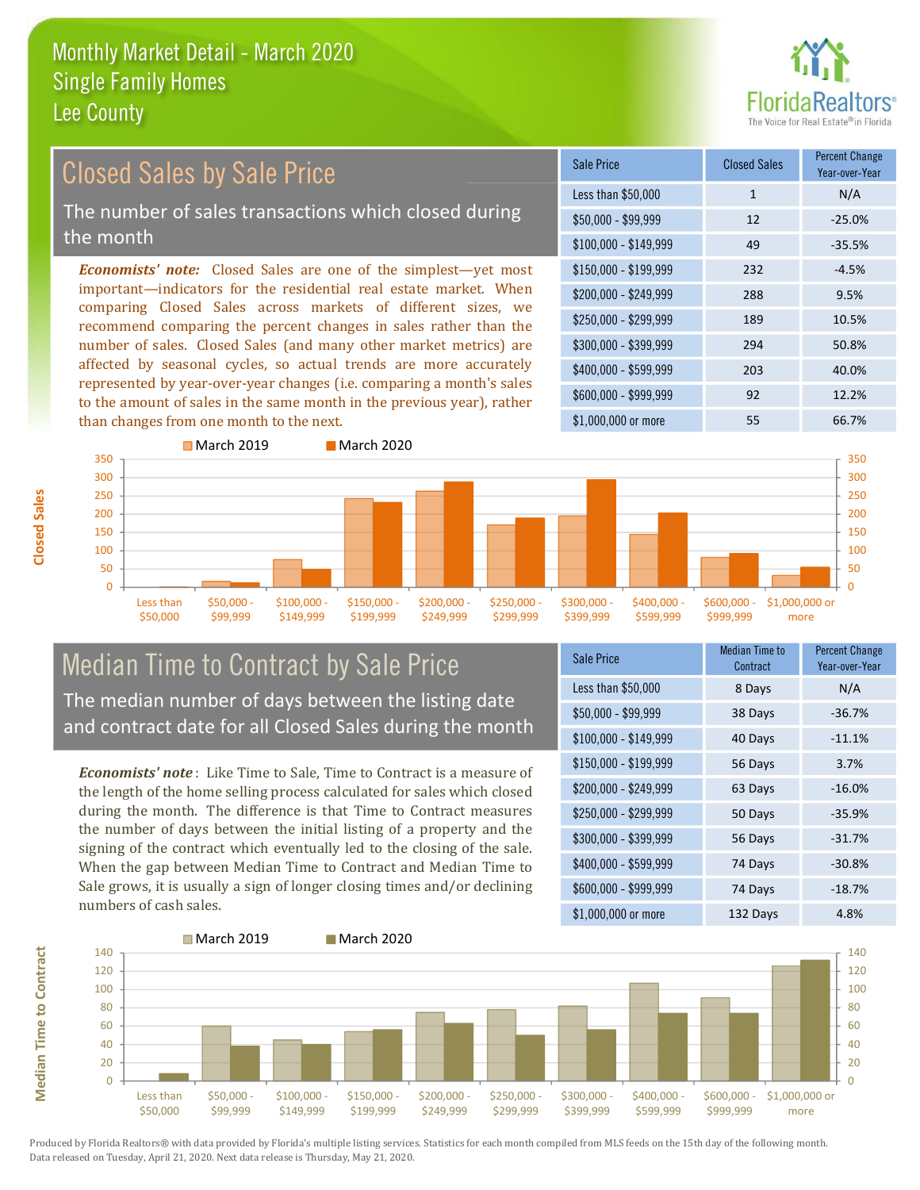# Monthly Market Detail - March 2020
## Single Family Homes
## Lee County

## Closed Sales by Sale Price

The number of sales transactions which closed during the month

***Economists' note:*** Closed Sales are one of the simplest—yet most important—indicators for the residential real estate market. When comparing Closed Sales across markets of different sizes, we recommend comparing the percent changes in sales rather than the number of sales. Closed Sales (and many other market metrics) are affected by seasonal cycles, so actual trends are more accurately represented by year-over-year changes (i.e. comparing a month's sales to the amount of sales in the same month in the previous year), rather than changes from one month to the next.

| Sale Price | Closed Sales | Percent Change Year-over-Year |
|---|---|---|
| Less than $50,000 | 1 | N/A |
| $50,000 - $99,999 | 12 | -25.0% |
| $100,000 - $149,999 | 49 | -35.5% |
| $150,000 - $199,999 | 232 | -4.5% |
| $200,000 - $249,999 | 288 | 9.5% |
| $250,000 - $299,999 | 189 | 10.5% |
| $300,000 - $399,999 | 294 | 50.8% |
| $400,000 - $599,999 | 203 | 40.0% |
| $600,000 - $999,999 | 92 | 12.2% |
| $1,000,000 or more | 55 | 66.7% |

## Median Time to Contract by Sale Price

The median number of days between the listing date and contract date for all Closed Sales during the month

***Economists' note*** : Like Time to Sale, Time to Contract is a measure of the length of the home selling process calculated for sales which closed during the month. The difference is that Time to Contract measures the number of days between the initial listing of a property and the signing of the contract which eventually led to the closing of the sale. When the gap between Median Time to Contract and Median Time to Sale grows, it is usually a sign of longer closing times and/or declining numbers of cash sales.

| Sale Price | Median Time to Contract | Percent Change Year-over-Year |
|---|---|---|
| Less than $50,000 | 8 Days | N/A |
| $50,000 - $99,999 | 38 Days | -36.7% |
| $100,000 - $149,999 | 40 Days | -11.1% |
| $150,000 - $199,999 | 56 Days | 3.7% |
| $200,000 - $249,999 | 63 Days | -16.0% |
| $250,000 - $299,999 | 50 Days | -35.9% |
| $300,000 - $399,999 | 56 Days | -31.7% |
| $400,000 - $599,999 | 74 Days | -30.8% |
| $600,000 - $999,999 | 74 Days | -18.7% |
| $1,000,000 or more | 132 Days | 4.8% |

Produced by Florida Realtors® with data provided by Florida's multiple listing services. Statistics for each month compiled from MLS feeds on the 15th day of the following month. Data released on Tuesday, April 21, 2020. Next data release is Thursday, May 21, 2020.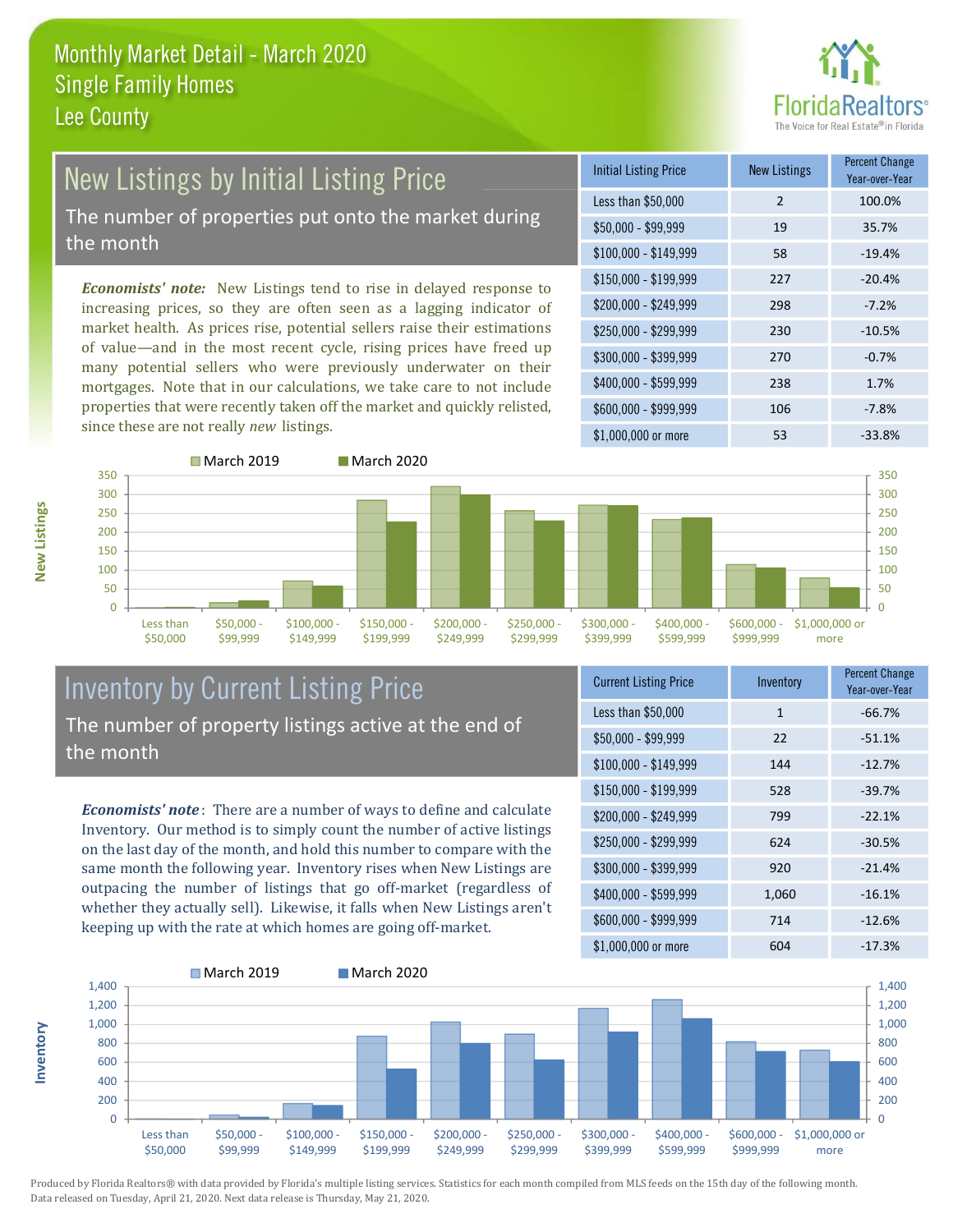# Monthly Market Detail - March 2020
## Single Family Homes
## Lee County

## New Listings by Initial Listing Price

The number of properties put onto the market during the month

***Economists' note:*** New Listings tend to rise in delayed response to increasing prices, so they are often seen as a lagging indicator of market health. As prices rise, potential sellers raise their estimations of value—and in the most recent cycle, rising prices have freed up many potential sellers who were previously underwater on their mortgages. Note that in our calculations, we take care to not include properties that were recently taken off the market and quickly relisted, since these are not really *new* listings.

| Initial Listing Price | New Listings | Percent Change Year-over-Year |
|---|---|---|
| Less than $50,000 | 2 | 100.0% |
| $50,000 - $99,999 | 19 | 35.7% |
| $100,000 - $149,999 | 58 | -19.4% |
| $150,000 - $199,999 | 227 | -20.4% |
| $200,000 - $249,999 | 298 | -7.2% |
| $250,000 - $299,999 | 230 | -10.5% |
| $300,000 - $399,999 | 270 | -0.7% |
| $400,000 - $599,999 | 238 | 1.7% |
| $600,000 - $999,999 | 106 | -7.8% |
| $1,000,000 or more | 53 | -33.8% |

## Inventory by Current Listing Price

The number of property listings active at the end of the month

***Economists' note***: There are a number of ways to define and calculate Inventory. Our method is to simply count the number of active listings on the last day of the month, and hold this number to compare with the same month the following year. Inventory rises when New Listings are outpacing the number of listings that go off-market (regardless of whether they actually sell). Likewise, it falls when New Listings aren't keeping up with the rate at which homes are going off-market.

| Current Listing Price | Inventory | Percent Change Year-over-Year |
|---|---|---|
| Less than $50,000 | 1 | -66.7% |
| $50,000 - $99,999 | 22 | -51.1% |
| $100,000 - $149,999 | 144 | -12.7% |
| $150,000 - $199,999 | 528 | -39.7% |
| $200,000 - $249,999 | 799 | -22.1% |
| $250,000 - $299,999 | 624 | -30.5% |
| $300,000 - $399,999 | 920 | -21.4% |
| $400,000 - $599,999 | 1,060 | -16.1% |
| $600,000 - $999,999 | 714 | -12.6% |
| $1,000,000 or more | 604 | -17.3% |

Produced by Florida Realtors® with data provided by Florida's multiple listing services. Statistics for each month compiled from MLS feeds on the 15th day of the following month. Data released on Tuesday, April 21, 2020. Next data release is Thursday, May 21, 2020.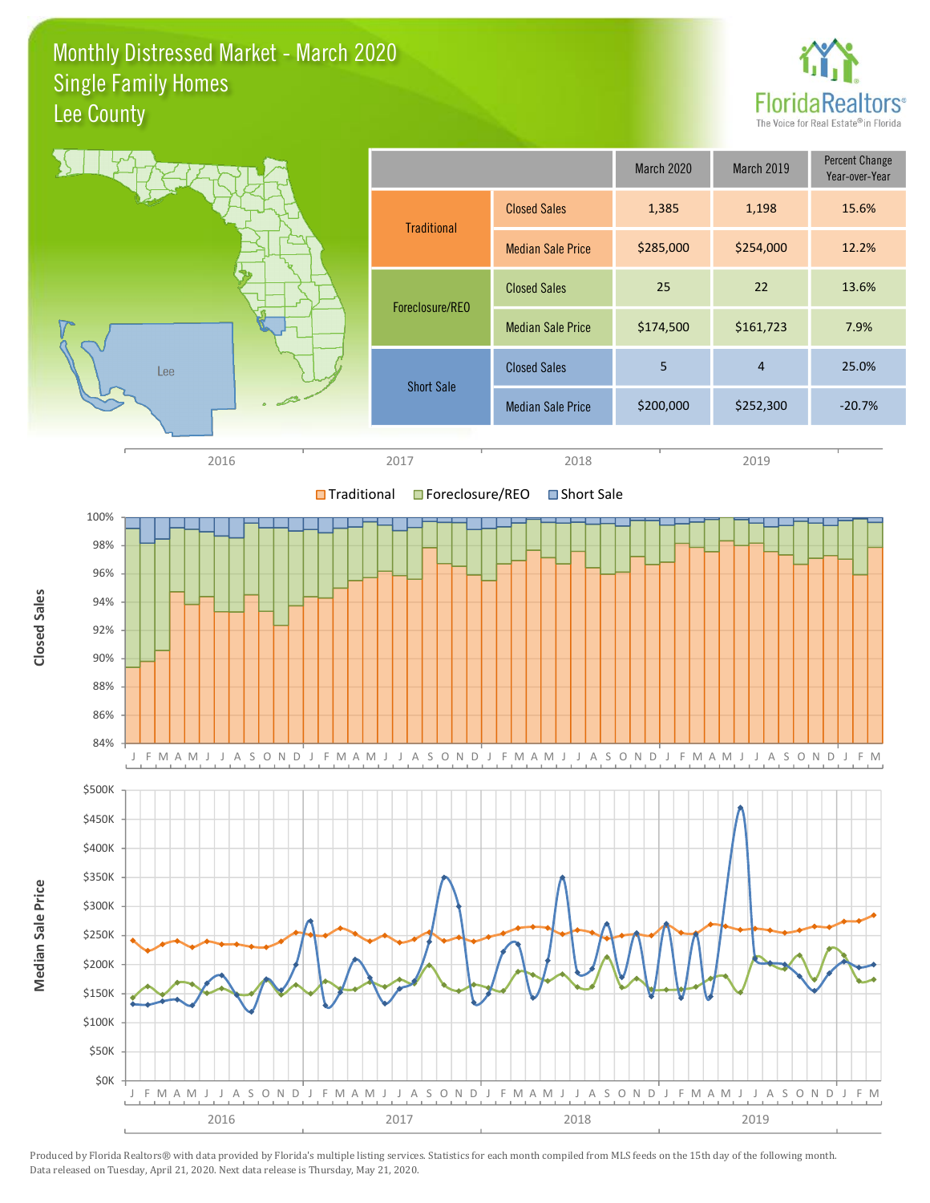# Monthly Distressed Market - March 2020
## Single Family Homes
## Lee County

| | | March 2020 | March 2019 | Percent Change Year-over-Year |
|---|---|---|---|---|
| Traditional | Closed Sales | 1,385 | 1,198 | 15.6% |
| | Median Sale Price | $285,000 | $254,000 | 12.2% |
| Foreclosure/REO | Closed Sales | 25 | 22 | 13.6% |
| | Median Sale Price | $174,500 | $161,723 | 7.9% |
| Short Sale | Closed Sales | 5 | 4 | 25.0% |
| | Median Sale Price | $200,000 | $252,300 | -20.7% |

Produced by Florida Realtors® with data provided by Florida's multiple listing services. Statistics for each month compiled from MLS feeds on the 15th day of the following month. Data released on Tuesday, April 21, 2020. Next data release is Thursday, May 21, 2020.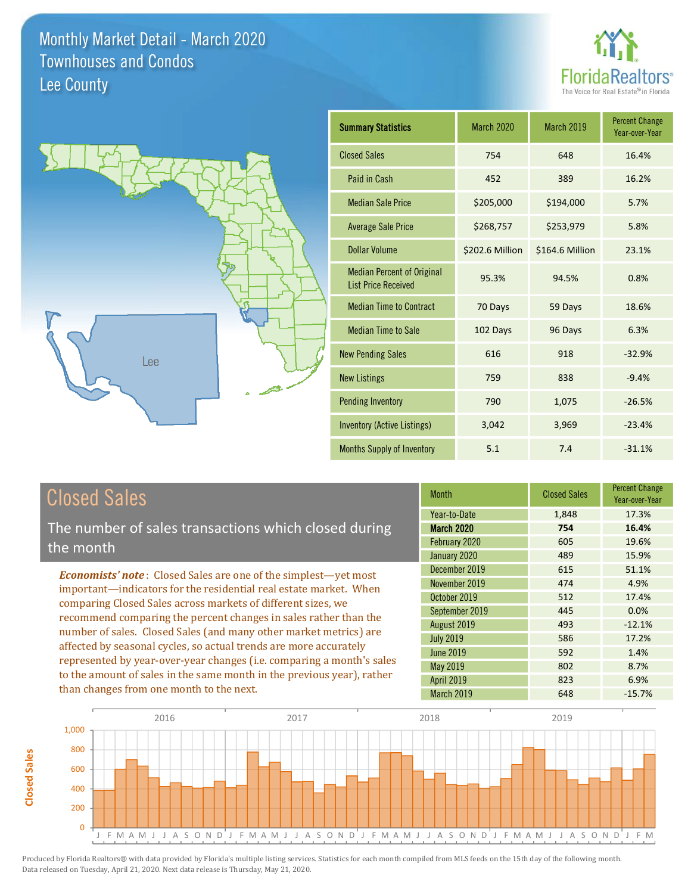# Monthly Market Detail - March 2020
## Townhouses and Condos
## Lee County

FloridaRealtors®
The Voice for Real Estate® in Florida

| Summary Statistics | March 2020 | March 2019 | Percent Change Year-over-Year |
|---|---|---|---|
| Closed Sales | 754 | 648 | 16.4% |
| Paid in Cash | 452 | 389 | 16.2% |
| Median Sale Price | $205,000 | $194,000 | 5.7% |
| Average Sale Price | $268,757 | $253,979 | 5.8% |
| Dollar Volume | $202.6 Million | $164.6 Million | 23.1% |
| Median Percent of Original List Price Received | 95.3% | 94.5% | 0.8% |
| Median Time to Contract | 70 Days | 59 Days | 18.6% |
| Median Time to Sale | 102 Days | 96 Days | 6.3% |
| New Pending Sales | 616 | 918 | -32.9% |
| New Listings | 759 | 838 | -9.4% |
| Pending Inventory | 790 | 1,075 | -26.5% |
| Inventory (Active Listings) | 3,042 | 3,969 | -23.4% |
| Months Supply of Inventory | 5.1 | 7.4 | -31.1% |

## Closed Sales

The number of sales transactions which closed during the month

*Economists' note*: Closed Sales are one of the simplest—yet most important—indicators for the residential real estate market. When comparing Closed Sales across markets of different sizes, we recommend comparing the percent changes in sales rather than the number of sales. Closed Sales (and many other market metrics) are affected by seasonal cycles, so actual trends are more accurately represented by year-over-year changes (i.e. comparing a month's sales to the amount of sales in the same month in the previous year), rather than changes from one month to the next.

| Month | Closed Sales | Percent Change Year-over-Year |
|---|---|---|
| Year-to-Date | 1,848 | 17.3% |
| **March 2020** | **754** | **16.4%** |
| February 2020 | 605 | 19.6% |
| January 2020 | 489 | 15.9% |
| December 2019 | 615 | 51.1% |
| November 2019 | 474 | 4.9% |
| October 2019 | 512 | 17.4% |
| September 2019 | 445 | 0.0% |
| August 2019 | 493 | -12.1% |
| July 2019 | 586 | 17.2% |
| June 2019 | 592 | 1.4% |
| May 2019 | 802 | 8.7% |
| April 2019 | 823 | 6.9% |
| March 2019 | 648 | -15.7% |

Produced by Florida Realtors® with data provided by Florida's multiple listing services. Statistics for each month compiled from MLS feeds on the 15th day of the following month. Data released on Tuesday, April 21, 2020. Next data release is Thursday, May 21, 2020.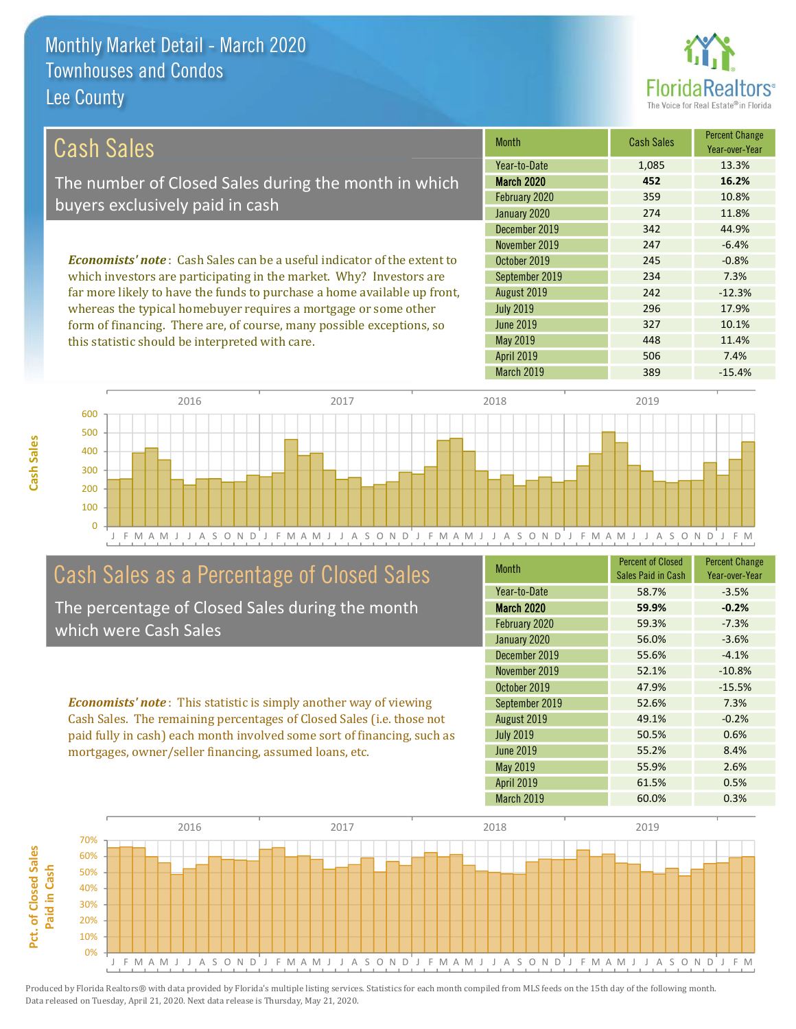# Monthly Market Detail - March 2020
## Townhouses and Condos
## Lee County

## Cash Sales

The number of Closed Sales during the month in which buyers exclusively paid in cash

*Economists' note*: Cash Sales can be a useful indicator of the extent to which investors are participating in the market. Why? Investors are far more likely to have the funds to purchase a home available up front, whereas the typical homebuyer requires a mortgage or some other form of financing. There are, of course, many possible exceptions, so this statistic should be interpreted with care.

| Month | Cash Sales | Percent Change Year-over-Year |
|---|---|---|
| Year-to-Date | 1,085 | 13.3% |
| **March 2020** | **452** | **16.2%** |
| February 2020 | 359 | 10.8% |
| January 2020 | 274 | 11.8% |
| December 2019 | 342 | 44.9% |
| November 2019 | 247 | -6.4% |
| October 2019 | 245 | -0.8% |
| September 2019 | 234 | 7.3% |
| August 2019 | 242 | -12.3% |
| July 2019 | 296 | 17.9% |
| June 2019 | 327 | 10.1% |
| May 2019 | 448 | 11.4% |
| April 2019 | 506 | 7.4% |
| March 2019 | 389 | -15.4% |

## Cash Sales as a Percentage of Closed Sales

The percentage of Closed Sales during the month which were Cash Sales

*Economists' note*: This statistic is simply another way of viewing Cash Sales. The remaining percentages of Closed Sales (i.e. those not paid fully in cash) each month involved some sort of financing, such as mortgages, owner/seller financing, assumed loans, etc.

| Month | Percent of Closed Sales Paid in Cash | Percent Change Year-over-Year |
|---|---|---|
| Year-to-Date | 58.7% | -3.5% |
| **March 2020** | **59.9%** | **-0.2%** |
| February 2020 | 59.3% | -7.3% |
| January 2020 | 56.0% | -3.6% |
| December 2019 | 55.6% | -4.1% |
| November 2019 | 52.1% | -10.8% |
| October 2019 | 47.9% | -15.5% |
| September 2019 | 52.6% | 7.3% |
| August 2019 | 49.1% | -0.2% |
| July 2019 | 50.5% | 0.6% |
| June 2019 | 55.2% | 8.4% |
| May 2019 | 55.9% | 2.6% |
| April 2019 | 61.5% | 0.5% |
| March 2019 | 60.0% | 0.3% |

Produced by Florida Realtors® with data provided by Florida's multiple listing services. Statistics for each month compiled from MLS feeds on the 15th day of the following month. Data released on Tuesday, April 21, 2020. Next data release is Thursday, May 21, 2020.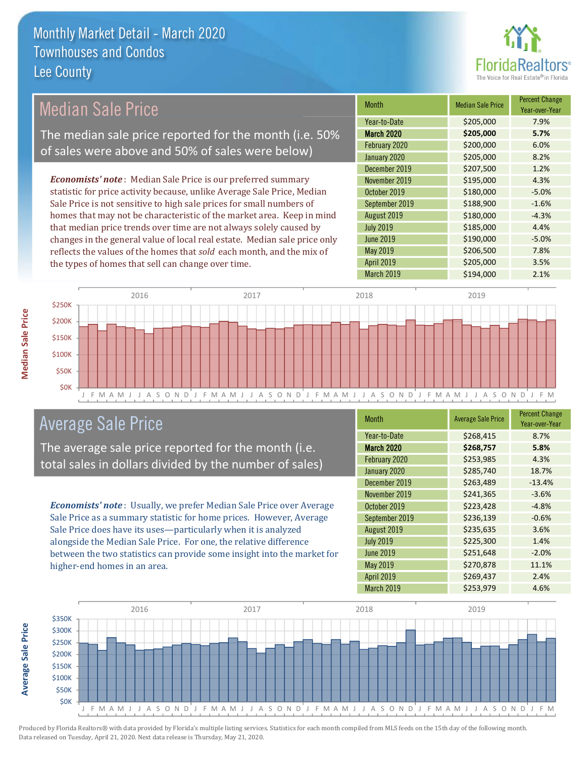# Monthly Market Detail - March 2020
## Townhouses and Condos
## Lee County

## Median Sale Price

The median sale price reported for the month (i.e. 50% of sales were above and 50% of sales were below)

*Economists' note*: Median Sale Price is our preferred summary statistic for price activity because, unlike Average Sale Price, Median Sale Price is not sensitive to high sale prices for small numbers of homes that may not be characteristic of the market area. Keep in mind that median price trends over time are not always solely caused by changes in the general value of local real estate. Median sale price only reflects the values of the homes that *sold* each month, and the mix of the types of homes that sell can change over time.

| Month | Median Sale Price | Percent Change Year-over-Year |
|---|---|---|
| Year-to-Date | $205,000 | 7.9% |
| **March 2020** | **$205,000** | **5.7%** |
| February 2020 | $200,000 | 6.0% |
| January 2020 | $205,000 | 8.2% |
| December 2019 | $207,500 | 1.2% |
| November 2019 | $195,000 | 4.3% |
| October 2019 | $180,000 | -5.0% |
| September 2019 | $188,900 | -1.6% |
| August 2019 | $180,000 | -4.3% |
| July 2019 | $185,000 | 4.4% |
| June 2019 | $190,000 | -5.0% |
| May 2019 | $206,500 | 7.8% |
| April 2019 | $205,000 | 3.5% |
| March 2019 | $194,000 | 2.1% |

## Average Sale Price

The average sale price reported for the month (i.e. total sales in dollars divided by the number of sales)

*Economists' note*: Usually, we prefer Median Sale Price over Average Sale Price as a summary statistic for home prices. However, Average Sale Price does have its uses—particularly when it is analyzed alongside the Median Sale Price. For one, the relative difference between the two statistics can provide some insight into the market for higher-end homes in an area.

| Month | Average Sale Price | Percent Change Year-over-Year |
|---|---|---|
| Year-to-Date | $268,415 | 8.7% |
| **March 2020** | **$268,757** | **5.8%** |
| February 2020 | $253,985 | 4.3% |
| January 2020 | $285,740 | 18.7% |
| December 2019 | $263,489 | -13.4% |
| November 2019 | $241,365 | -3.6% |
| October 2019 | $223,428 | -4.8% |
| September 2019 | $236,139 | -0.6% |
| August 2019 | $235,635 | 3.6% |
| July 2019 | $225,300 | 1.4% |
| June 2019 | $251,648 | -2.0% |
| May 2019 | $270,878 | 11.1% |
| April 2019 | $269,437 | 2.4% |
| March 2019 | $253,979 | 4.6% |

Produced by Florida Realtors® with data provided by Florida's multiple listing services. Statistics for each month compiled from MLS feeds on the 15th day of the following month. Data released on Tuesday, April 21, 2020. Next data release is Thursday, May 21, 2020.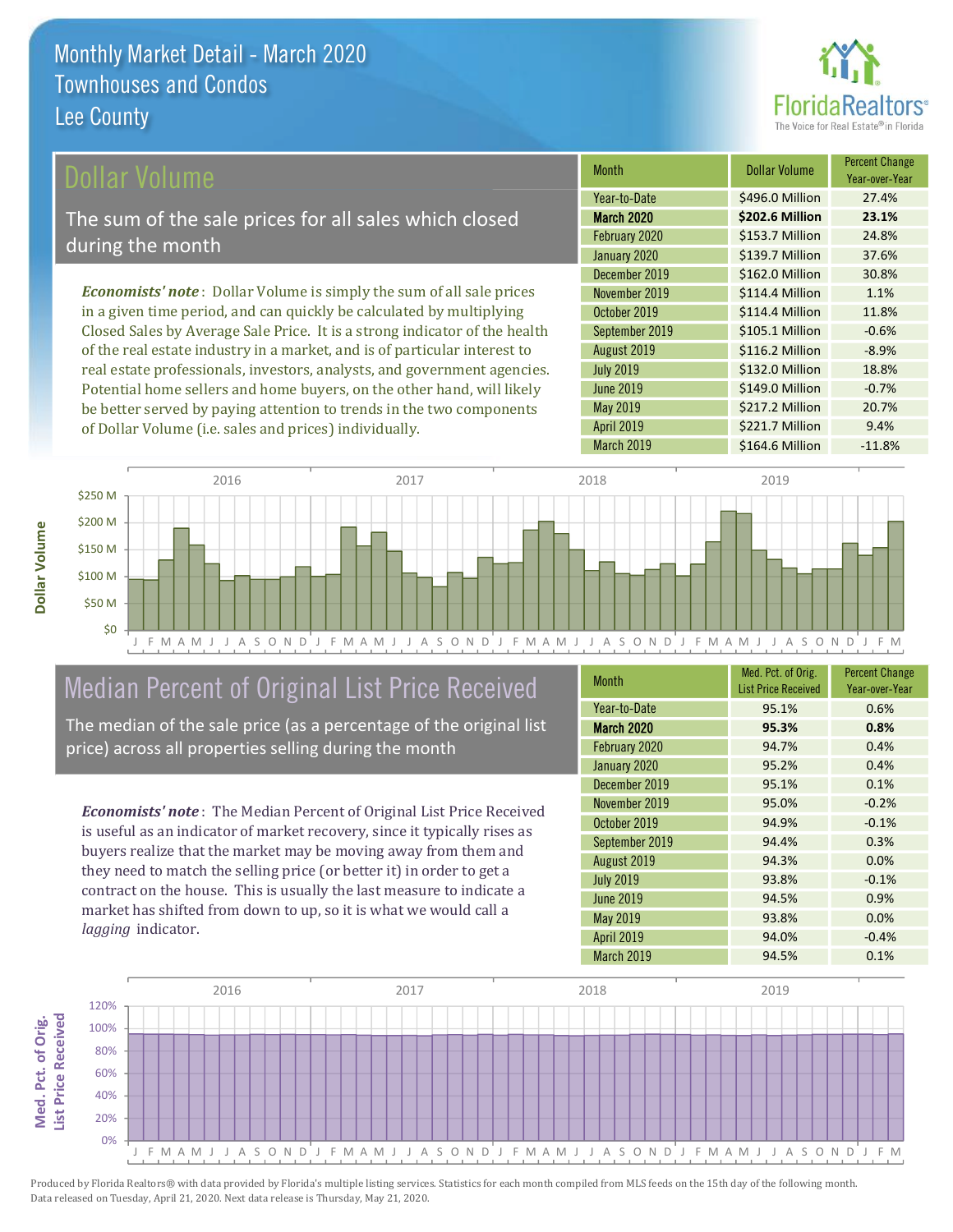# Monthly Market Detail - March 2020
## Townhouses and Condos
## Lee County

## Dollar Volume

The sum of the sale prices for all sales which closed during the month

*Economists' note*: Dollar Volume is simply the sum of all sale prices in a given time period, and can quickly be calculated by multiplying Closed Sales by Average Sale Price. It is a strong indicator of the health of the real estate industry in a market, and is of particular interest to real estate professionals, investors, analysts, and government agencies. Potential home sellers and home buyers, on the other hand, will likely be better served by paying attention to trends in the two components of Dollar Volume (i.e. sales and prices) individually.

| Month | Dollar Volume | Percent Change Year-over-Year |
|---|---|---|
| Year-to-Date | $496.0 Million | 27.4% |
| **March 2020** | **$202.6 Million** | **23.1%** |
| February 2020 | $153.7 Million | 24.8% |
| January 2020 | $139.7 Million | 37.6% |
| December 2019 | $162.0 Million | 30.8% |
| November 2019 | $114.4 Million | 1.1% |
| October 2019 | $114.4 Million | 11.8% |
| September 2019 | $105.1 Million | -0.6% |
| August 2019 | $116.2 Million | -8.9% |
| July 2019 | $132.0 Million | 18.8% |
| June 2019 | $149.0 Million | -0.7% |
| May 2019 | $217.2 Million | 20.7% |
| April 2019 | $221.7 Million | 9.4% |
| March 2019 | $164.6 Million | -11.8% |

## Median Percent of Original List Price Received

The median of the sale price (as a percentage of the original list price) across all properties selling during the month

*Economists' note*: The Median Percent of Original List Price Received is useful as an indicator of market recovery, since it typically rises as buyers realize that the market may be moving away from them and they need to match the selling price (or better it) in order to get a contract on the house. This is usually the last measure to indicate a market has shifted from down to up, so it is what we would call a *lagging* indicator.

| Month | Med. Pct. of Orig. List Price Received | Percent Change Year-over-Year |
|---|---|---|
| Year-to-Date | 95.1% | 0.6% |
| **March 2020** | **95.3%** | **0.8%** |
| February 2020 | 94.7% | 0.4% |
| January 2020 | 95.2% | 0.4% |
| December 2019 | 95.1% | 0.1% |
| November 2019 | 95.0% | -0.2% |
| October 2019 | 94.9% | -0.1% |
| September 2019 | 94.4% | 0.3% |
| August 2019 | 94.3% | 0.0% |
| July 2019 | 93.8% | -0.1% |
| June 2019 | 94.5% | 0.9% |
| May 2019 | 93.8% | 0.0% |
| April 2019 | 94.0% | -0.4% |
| March 2019 | 94.5% | 0.1% |

Produced by Florida Realtors® with data provided by Florida's multiple listing services. Statistics for each month compiled from MLS feeds on the 15th day of the following month. Data released on Tuesday, April 21, 2020. Next data release is Thursday, May 21, 2020.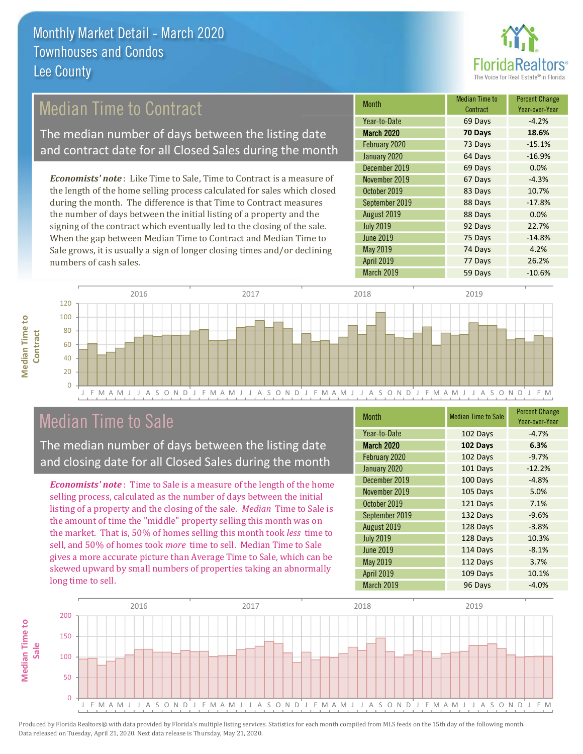# Monthly Market Detail - March 2020
## Townhouses and Condos
## Lee County

## Median Time to Contract

The median number of days between the listing date and contract date for all Closed Sales during the month

*Economists' note*: Like Time to Sale, Time to Contract is a measure of the length of the home selling process calculated for sales which closed during the month. The difference is that Time to Contract measures the number of days between the initial listing of a property and the signing of the contract which eventually led to the closing of the sale. When the gap between Median Time to Contract and Median Time to Sale grows, it is usually a sign of longer closing times and/or declining numbers of cash sales.

| Month | Median Time to Contract | Percent Change Year-over-Year |
|---|---|---|
| Year-to-Date | 69 Days | -4.2% |
| **March 2020** | **70 Days** | **18.6%** |
| February 2020 | 73 Days | -15.1% |
| January 2020 | 64 Days | -16.9% |
| December 2019 | 69 Days | 0.0% |
| November 2019 | 67 Days | -4.3% |
| October 2019 | 83 Days | 10.7% |
| September 2019 | 88 Days | -17.8% |
| August 2019 | 88 Days | 0.0% |
| July 2019 | 92 Days | 22.7% |
| June 2019 | 75 Days | -14.8% |
| May 2019 | 74 Days | 4.2% |
| April 2019 | 77 Days | 26.2% |
| March 2019 | 59 Days | -10.6% |

## Median Time to Sale

The median number of days between the listing date and closing date for all Closed Sales during the month

*Economists' note*: Time to Sale is a measure of the length of the home selling process, calculated as the number of days between the initial listing of a property and the closing of the sale. *Median* Time to Sale is the amount of time the "middle" property selling this month was on the market. That is, 50% of homes selling this month took *less* time to sell, and 50% of homes took *more* time to sell. Median Time to Sale gives a more accurate picture than Average Time to Sale, which can be skewed upward by small numbers of properties taking an abnormally long time to sell.

| Month | Median Time to Sale | Percent Change Year-over-Year |
|---|---|---|
| Year-to-Date | 102 Days | -4.7% |
| **March 2020** | **102 Days** | **6.3%** |
| February 2020 | 102 Days | -9.7% |
| January 2020 | 101 Days | -12.2% |
| December 2019 | 100 Days | -4.8% |
| November 2019 | 105 Days | 5.0% |
| October 2019 | 121 Days | 7.1% |
| September 2019 | 132 Days | -9.6% |
| August 2019 | 128 Days | -3.8% |
| July 2019 | 128 Days | 10.3% |
| June 2019 | 114 Days | -8.1% |
| May 2019 | 112 Days | 3.7% |
| April 2019 | 109 Days | 10.1% |
| March 2019 | 96 Days | -4.0% |

Produced by Florida Realtors® with data provided by Florida's multiple listing services. Statistics for each month compiled from MLS feeds on the 15th day of the following month. Data released on Tuesday, April 21, 2020. Next data release is Thursday, May 21, 2020.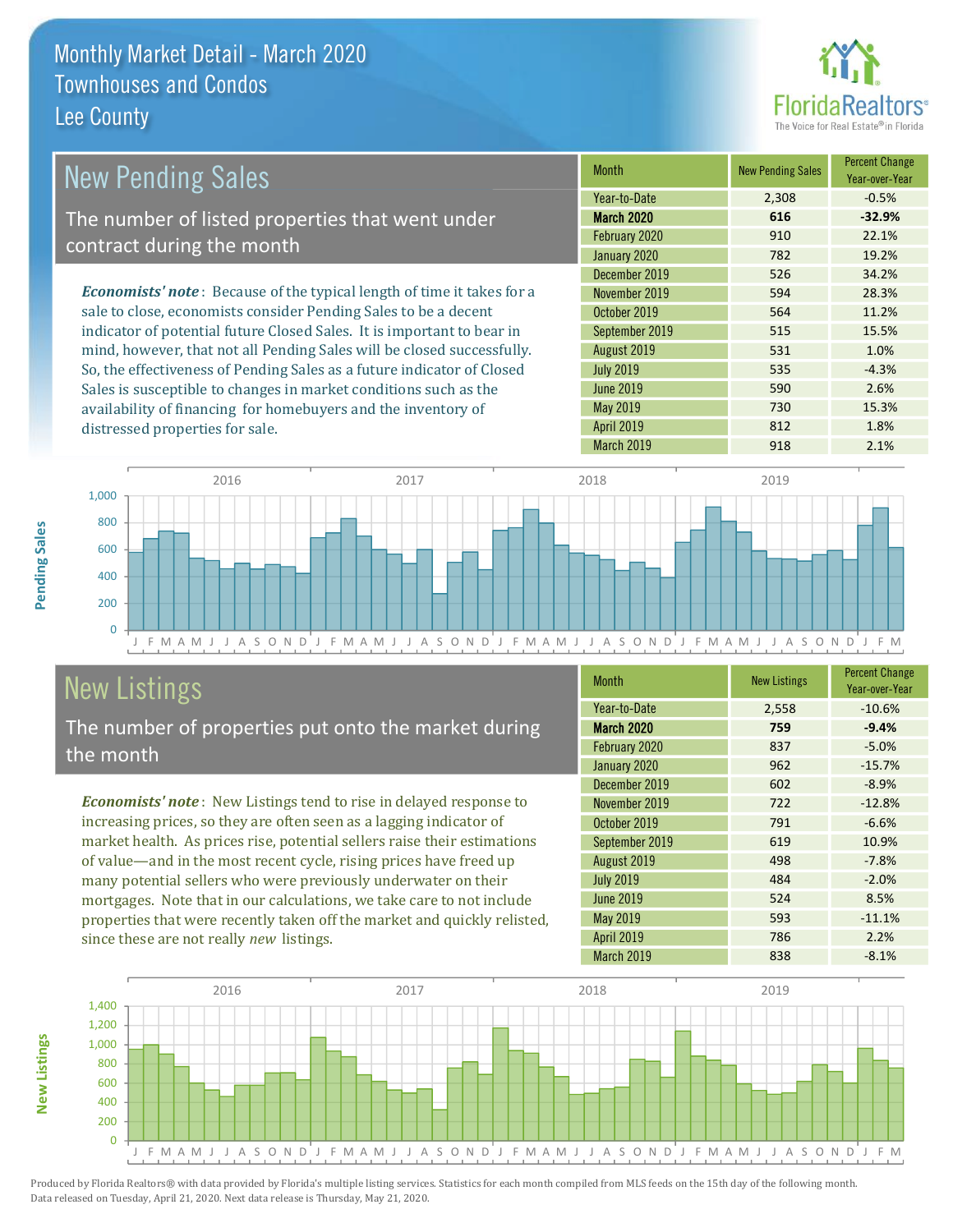# Monthly Market Detail - March 2020
## Townhouses and Condos
## Lee County

## New Pending Sales

The number of listed properties that went under contract during the month

*Economists' note*: Because of the typical length of time it takes for a sale to close, economists consider Pending Sales to be a decent indicator of potential future Closed Sales. It is important to bear in mind, however, that not all Pending Sales will be closed successfully. So, the effectiveness of Pending Sales as a future indicator of Closed Sales is susceptible to changes in market conditions such as the availability of financing for homebuyers and the inventory of distressed properties for sale.

| Month | New Pending Sales | Percent Change Year-over-Year |
|---|---|---|
| Year-to-Date | 2,308 | -0.5% |
| **March 2020** | **616** | **-32.9%** |
| February 2020 | 910 | 22.1% |
| January 2020 | 782 | 19.2% |
| December 2019 | 526 | 34.2% |
| November 2019 | 594 | 28.3% |
| October 2019 | 564 | 11.2% |
| September 2019 | 515 | 15.5% |
| August 2019 | 531 | 1.0% |
| July 2019 | 535 | -4.3% |
| June 2019 | 590 | 2.6% |
| May 2019 | 730 | 15.3% |
| April 2019 | 812 | 1.8% |
| March 2019 | 918 | 2.1% |

## New Listings

The number of properties put onto the market during the month

*Economists' note*: New Listings tend to rise in delayed response to increasing prices, so they are often seen as a lagging indicator of market health. As prices rise, potential sellers raise their estimations of value—and in the most recent cycle, rising prices have freed up many potential sellers who were previously underwater on their mortgages. Note that in our calculations, we take care to not include properties that were recently taken off the market and quickly relisted, since these are not really *new* listings.

| Month | New Listings | Percent Change Year-over-Year |
|---|---|---|
| Year-to-Date | 2,558 | -10.6% |
| **March 2020** | **759** | **-9.4%** |
| February 2020 | 837 | -5.0% |
| January 2020 | 962 | -15.7% |
| December 2019 | 602 | -8.9% |
| November 2019 | 722 | -12.8% |
| October 2019 | 791 | -6.6% |
| September 2019 | 619 | 10.9% |
| August 2019 | 498 | -7.8% |
| July 2019 | 484 | -2.0% |
| June 2019 | 524 | 8.5% |
| May 2019 | 593 | -11.1% |
| April 2019 | 786 | 2.2% |
| March 2019 | 838 | -8.1% |

Produced by Florida Realtors® with data provided by Florida's multiple listing services. Statistics for each month compiled from MLS feeds on the 15th day of the following month. Data released on Tuesday, April 21, 2020. Next data release is Thursday, May 21, 2020.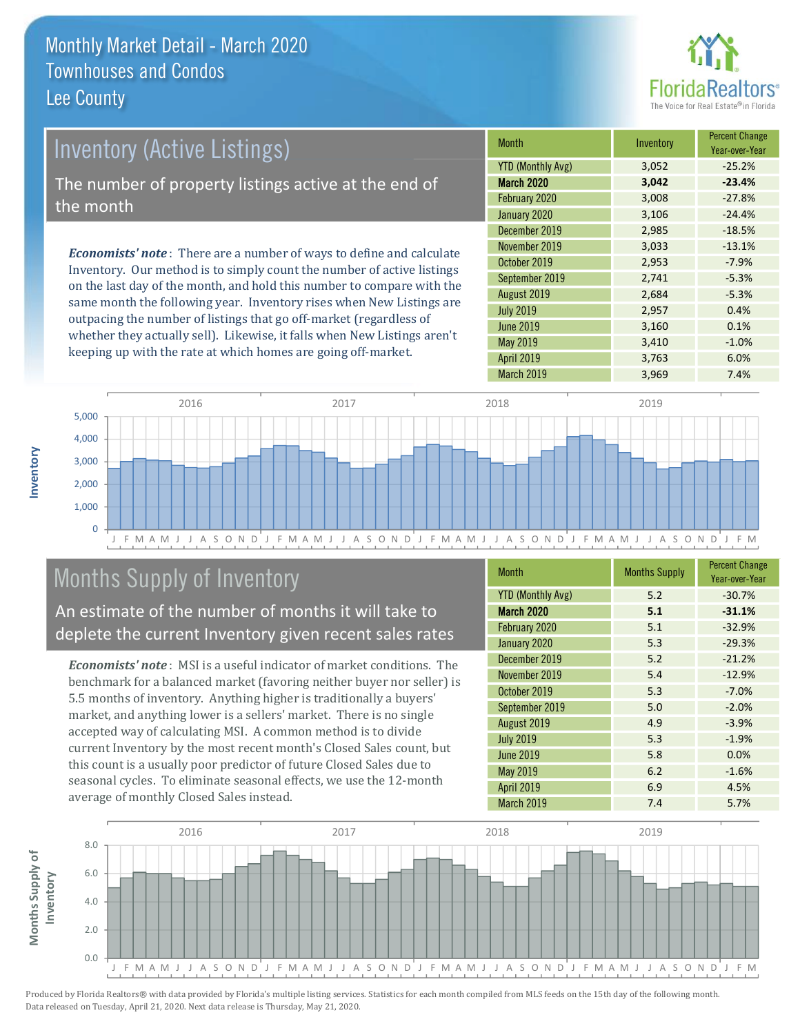# Monthly Market Detail - March 2020
## Townhouses and Condos
## Lee County

## Inventory (Active Listings)

The number of property listings active at the end of the month

*Economists' note*: There are a number of ways to define and calculate Inventory. Our method is to simply count the number of active listings on the last day of the month, and hold this number to compare with the same month the following year. Inventory rises when New Listings are outpacing the number of listings that go off-market (regardless of whether they actually sell). Likewise, it falls when New Listings aren't keeping up with the rate at which homes are going off-market.

| Month | Inventory | Percent Change Year-over-Year |
|---|---|---|
| YTD (Monthly Avg) | 3,052 | -25.2% |
| **March 2020** | **3,042** | **-23.4%** |
| February 2020 | 3,008 | -27.8% |
| January 2020 | 3,106 | -24.4% |
| December 2019 | 2,985 | -18.5% |
| November 2019 | 3,033 | -13.1% |
| October 2019 | 2,953 | -7.9% |
| September 2019 | 2,741 | -5.3% |
| August 2019 | 2,684 | -5.3% |
| July 2019 | 2,957 | 0.4% |
| June 2019 | 3,160 | 0.1% |
| May 2019 | 3,410 | -1.0% |
| April 2019 | 3,763 | 6.0% |
| March 2019 | 3,969 | 7.4% |

## Months Supply of Inventory

An estimate of the number of months it will take to deplete the current Inventory given recent sales rates

*Economists' note*: MSI is a useful indicator of market conditions. The benchmark for a balanced market (favoring neither buyer nor seller) is 5.5 months of inventory. Anything higher is traditionally a buyers' market, and anything lower is a sellers' market. There is no single accepted way of calculating MSI. A common method is to divide current Inventory by the most recent month's Closed Sales count, but this count is a usually poor predictor of future Closed Sales due to seasonal cycles. To eliminate seasonal effects, we use the 12-month average of monthly Closed Sales instead.

| Month | Months Supply | Percent Change Year-over-Year |
|---|---|---|
| YTD (Monthly Avg) | 5.2 | -30.7% |
| **March 2020** | **5.1** | **-31.1%** |
| February 2020 | 5.1 | -32.9% |
| January 2020 | 5.3 | -29.3% |
| December 2019 | 5.2 | -21.2% |
| November 2019 | 5.4 | -12.9% |
| October 2019 | 5.3 | -7.0% |
| September 2019 | 5.0 | -2.0% |
| August 2019 | 4.9 | -3.9% |
| July 2019 | 5.3 | -1.9% |
| June 2019 | 5.8 | 0.0% |
| May 2019 | 6.2 | -1.6% |
| April 2019 | 6.9 | 4.5% |
| March 2019 | 7.4 | 5.7% |

Produced by Florida Realtors® with data provided by Florida's multiple listing services. Statistics for each month compiled from MLS feeds on the 15th day of the following month. Data released on Tuesday, April 21, 2020. Next data release is Thursday, May 21, 2020.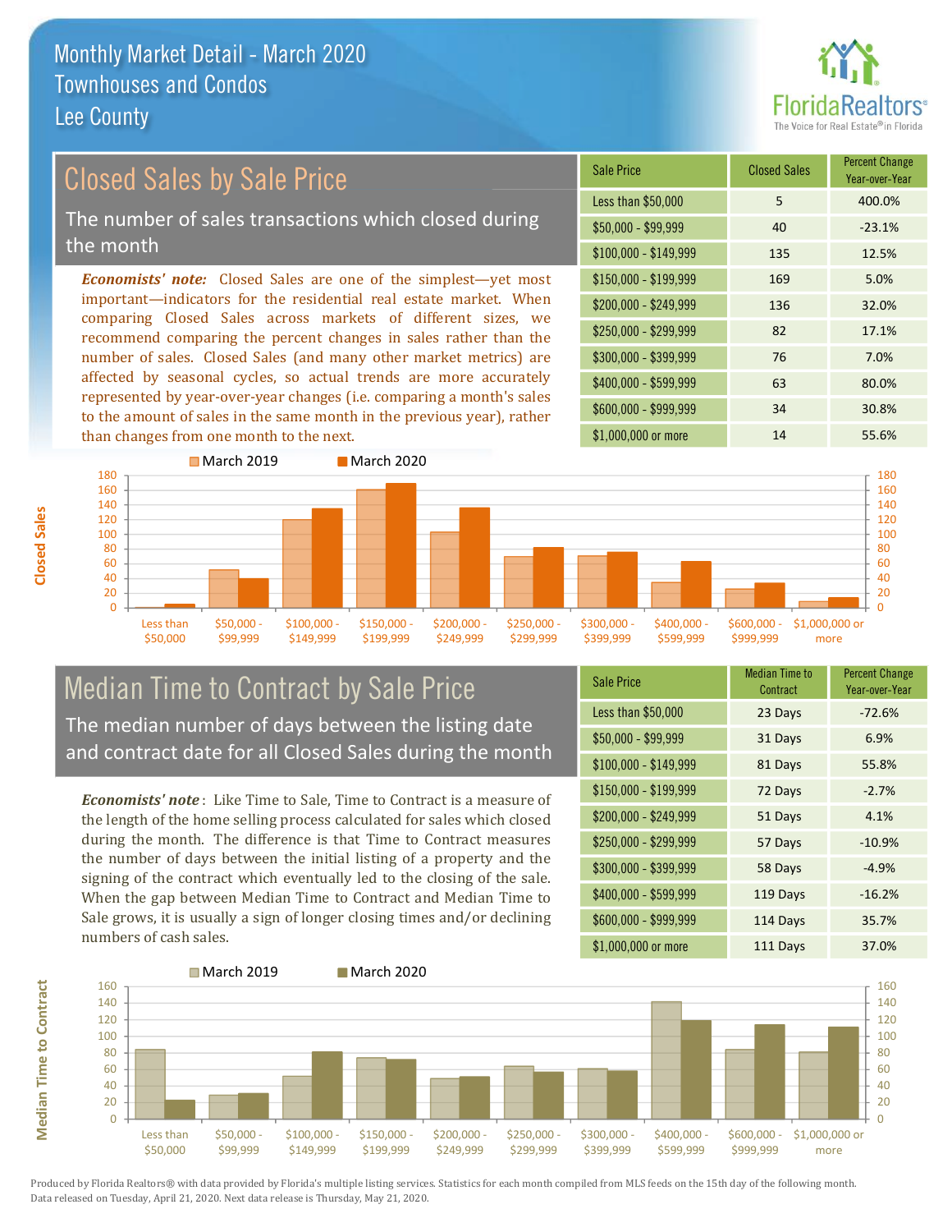# Monthly Market Detail - March 2020
## Townhouses and Condos
## Lee County

## Closed Sales by Sale Price

The number of sales transactions which closed during the month

***Economists' note:*** Closed Sales are one of the simplest—yet most important—indicators for the residential real estate market. When comparing Closed Sales across markets of different sizes, we recommend comparing the percent changes in sales rather than the number of sales. Closed Sales (and many other market metrics) are affected by seasonal cycles, so actual trends are more accurately represented by year-over-year changes (i.e. comparing a month's sales to the amount of sales in the same month in the previous year), rather than changes from one month to the next.

| Sale Price | Closed Sales | Percent Change Year-over-Year |
|---|---|---|
| Less than $50,000 | 5 | 400.0% |
| $50,000 - $99,999 | 40 | -23.1% |
| $100,000 - $149,999 | 135 | 12.5% |
| $150,000 - $199,999 | 169 | 5.0% |
| $200,000 - $249,999 | 136 | 32.0% |
| $250,000 - $299,999 | 82 | 17.1% |
| $300,000 - $399,999 | 76 | 7.0% |
| $400,000 - $599,999 | 63 | 80.0% |
| $600,000 - $999,999 | 34 | 30.8% |
| $1,000,000 or more | 14 | 55.6% |

## Median Time to Contract by Sale Price

The median number of days between the listing date and contract date for all Closed Sales during the month

***Economists' note***: Like Time to Sale, Time to Contract is a measure of the length of the home selling process calculated for sales which closed during the month. The difference is that Time to Contract measures the number of days between the initial listing of a property and the signing of the contract which eventually led to the closing of the sale. When the gap between Median Time to Contract and Median Time to Sale grows, it is usually a sign of longer closing times and/or declining numbers of cash sales.

| Sale Price | Median Time to Contract | Percent Change Year-over-Year |
|---|---|---|
| Less than $50,000 | 23 Days | -72.6% |
| $50,000 - $99,999 | 31 Days | 6.9% |
| $100,000 - $149,999 | 81 Days | 55.8% |
| $150,000 - $199,999 | 72 Days | -2.7% |
| $200,000 - $249,999 | 51 Days | 4.1% |
| $250,000 - $299,999 | 57 Days | -10.9% |
| $300,000 - $399,999 | 58 Days | -4.9% |
| $400,000 - $599,999 | 119 Days | -16.2% |
| $600,000 - $999,999 | 114 Days | 35.7% |
| $1,000,000 or more | 111 Days | 37.0% |

Produced by Florida Realtors® with data provided by Florida's multiple listing services. Statistics for each month compiled from MLS feeds on the 15th day of the following month. Data released on Tuesday, April 21, 2020. Next data release is Thursday, May 21, 2020.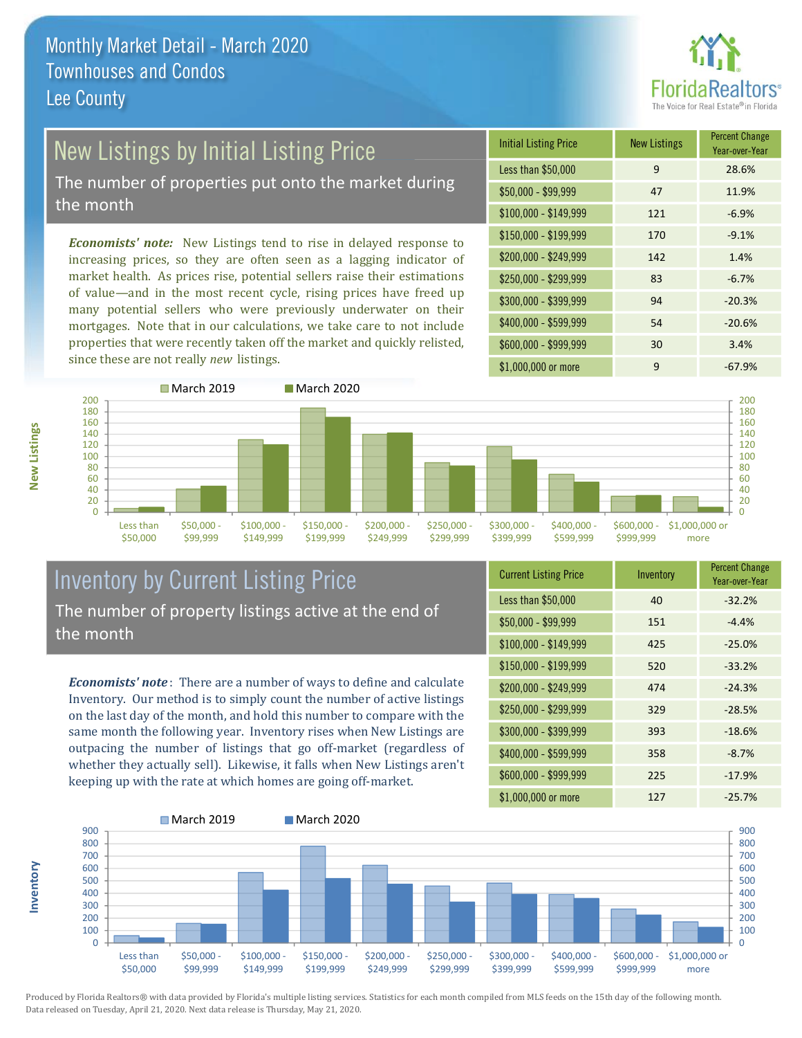# Monthly Market Detail - March 2020
## Townhouses and Condos
## Lee County

## New Listings by Initial Listing Price

The number of properties put onto the market during the month

***Economists' note:*** New Listings tend to rise in delayed response to increasing prices, so they are often seen as a lagging indicator of market health. As prices rise, potential sellers raise their estimations of value—and in the most recent cycle, rising prices have freed up many potential sellers who were previously underwater on their mortgages. Note that in our calculations, we take care to not include properties that were recently taken off the market and quickly relisted, since these are not really *new* listings.

| Initial Listing Price | New Listings | Percent Change Year-over-Year |
|---|---|---|
| Less than $50,000 | 9 | 28.6% |
| $50,000 - $99,999 | 47 | 11.9% |
| $100,000 - $149,999 | 121 | -6.9% |
| $150,000 - $199,999 | 170 | -9.1% |
| $200,000 - $249,999 | 142 | 1.4% |
| $250,000 - $299,999 | 83 | -6.7% |
| $300,000 - $399,999 | 94 | -20.3% |
| $400,000 - $599,999 | 54 | -20.6% |
| $600,000 - $999,999 | 30 | 3.4% |
| $1,000,000 or more | 9 | -67.9% |

## Inventory by Current Listing Price

The number of property listings active at the end of the month

***Economists' note*:** There are a number of ways to define and calculate Inventory. Our method is to simply count the number of active listings on the last day of the month, and hold this number to compare with the same month the following year. Inventory rises when New Listings are outpacing the number of listings that go off-market (regardless of whether they actually sell). Likewise, it falls when New Listings aren't keeping up with the rate at which homes are going off-market.

| Current Listing Price | Inventory | Percent Change Year-over-Year |
|---|---|---|
| Less than $50,000 | 40 | -32.2% |
| $50,000 - $99,999 | 151 | -4.4% |
| $100,000 - $149,999 | 425 | -25.0% |
| $150,000 - $199,999 | 520 | -33.2% |
| $200,000 - $249,999 | 474 | -24.3% |
| $250,000 - $299,999 | 329 | -28.5% |
| $300,000 - $399,999 | 393 | -18.6% |
| $400,000 - $599,999 | 358 | -8.7% |
| $600,000 - $999,999 | 225 | -17.9% |
| $1,000,000 or more | 127 | -25.7% |

Produced by Florida Realtors® with data provided by Florida's multiple listing services. Statistics for each month compiled from MLS feeds on the 15th day of the following month. Data released on Tuesday, April 21, 2020. Next data release is Thursday, May 21, 2020.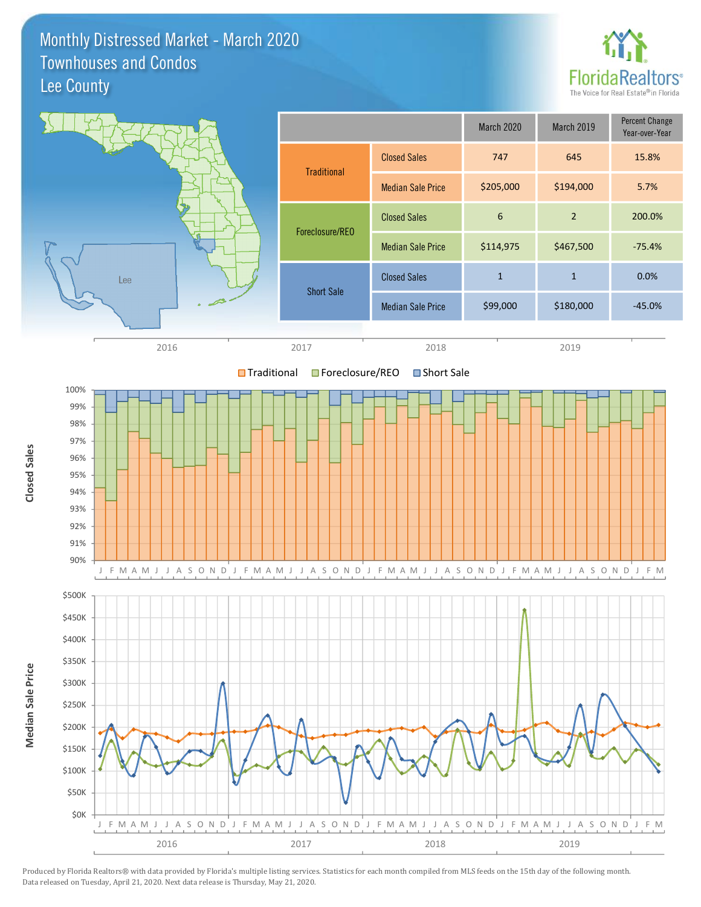# Monthly Distressed Market - March 2020
## Townhouses and Condos
## Lee County

FloridaRealtors®
The Voice for Real Estate® in Florida

Lee

| | | March 2020 | March 2019 | Percent Change Year-over-Year |
|---|---|---|---|---|
| Traditional | Closed Sales | 747 | 645 | 15.8% |
| | Median Sale Price | $205,000 | $194,000 | 5.7% |
| Foreclosure/REO | Closed Sales | 6 | 2 | 200.0% |
| | Median Sale Price | $114,975 | $467,500 | -75.4% |
| Short Sale | Closed Sales | 1 | 1 | 0.0% |
| | Median Sale Price | $99,000 | $180,000 | -45.0% |

2016 2017 2018 2019

Traditional  Foreclosure/REO  Short Sale

Closed Sales

100% 99% 98% 97% 96% 95% 94% 93% 92% 91% 90%

J F M A M J J A S O N D J F M A M J J A S O N D J F M A M J J A S O N D J F M A M J J A S O N D J F M

Median Sale Price

$500K $450K $400K $350K $300K $250K $200K $150K $100K $50K $0K

J F M A M J J A S O N D J F M A M J J A S O N D J F M A M J J A S O N D J F M A M J J A S O N D J F M

2016 2017 2018 2019

Produced by Florida Realtors® with data provided by Florida's multiple listing services. Statistics for each month compiled from MLS feeds on the 15th day of the following month.
Data released on Tuesday, April 21, 2020. Next data release is Thursday, May 21, 2020.